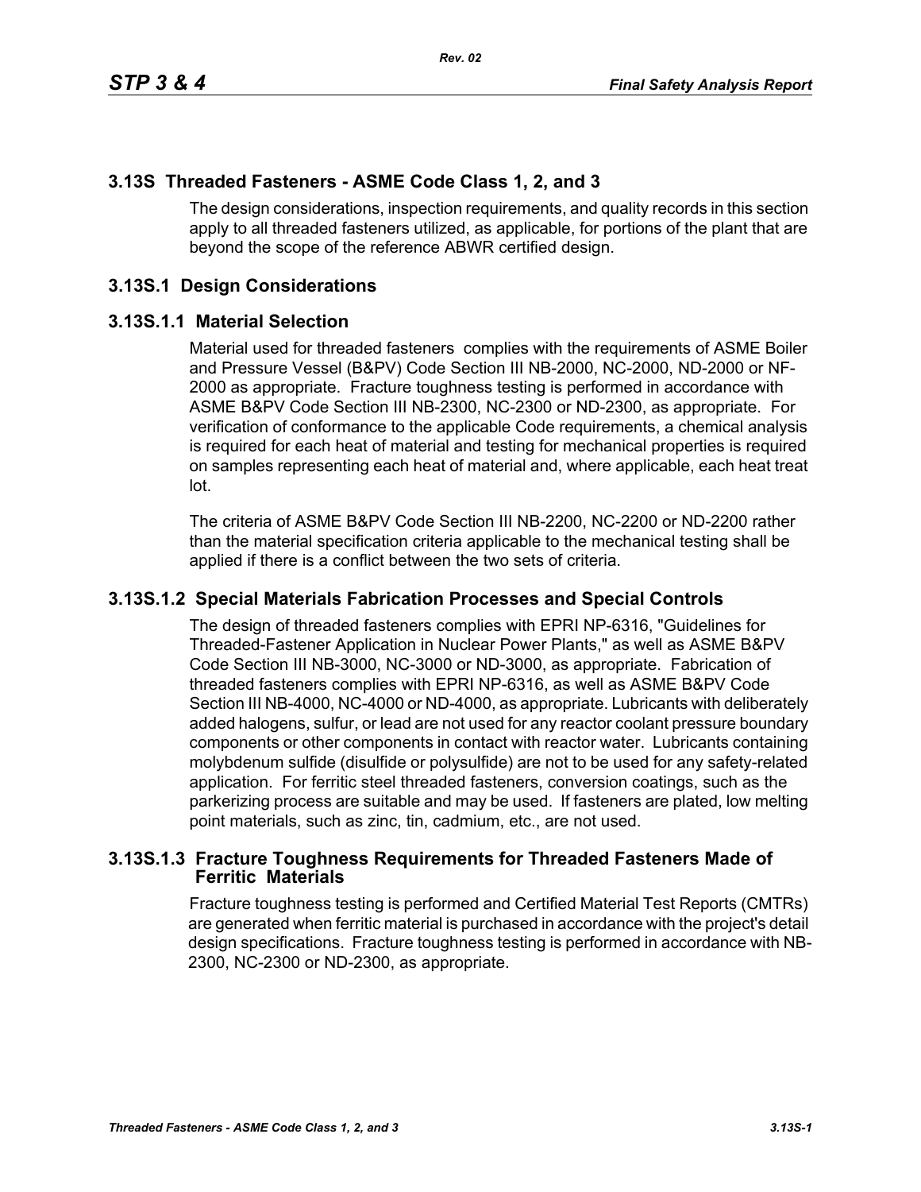## 3.13S Threaded Fasteners - ASME Code Class 1, 2, and 3

The design considerations, inspection requirements, and quality records in this section apply to all threaded fasteners utilized, as applicable, for portions of the plant that are beyond the scope of the reference ABWR certified design.

## 3.13S.1 Design Considerations

### 3.13S.1.1 Material Selection

Material used for threaded fasteners complies with the requirements of ASME Boiler and Pressure Vessel (B&PV) Code Section III NB-2000, NC-2000, ND-2000 or NF-2000 as appropriate. Fracture toughness testing is performed in accordance with ASME B&PV Code Section III NB-2300, NC-2300 or ND-2300, as appropriate. For verification of conformance to the applicable Code requirements, a chemical analysis is required for each heat of material and testing for mechanical properties is required on samples representing each heat of material and, where applicable, each heat treat lot.

The criteria of ASME B&PV Code Section III NB-2200, NC-2200 or ND-2200 rather than the material specification criteria applicable to the mechanical testing shall be applied if there is a conflict between the two sets of criteria.

### 3.13S.1.2 Special Materials Fabrication Processes and Special Controls

The design of threaded fasteners complies with EPRI NP-6316, "Guidelines for Threaded-Fastener Application in Nuclear Power Plants," as well as ASME B&PV Code Section III NB-3000, NC-3000 or ND-3000, as appropriate. Fabrication of threaded fasteners complies with EPRI NP-6316, as well as ASME B&PV Code Section III NB-4000, NC-4000 or ND-4000, as appropriate. Lubricants with deliberately added halogens, sulfur, or lead are not used for any reactor coolant pressure boundary components or other components in contact with reactor water. Lubricants containing molybdenum sulfide (disulfide or polysulfide) are not to be used for any safety-related application. For ferritic steel threaded fasteners, conversion coatings, such as the parkerizing process are suitable and may be used. If fasteners are plated, low melting point materials, such as zinc, tin, cadmium, etc., are not used.

### 3.13S.1.3 Fracture Toughness Requirements for Threaded Fasteners Made of Ferritic Materials

Fracture toughness testing is performed and Certified Material Test Reports (CMTRs) are generated when ferritic material is purchased in accordance with the project's detail design specifications. Fracture toughness testing is performed in accordance with NB-2300, NC-2300 or ND-2300, as appropriate.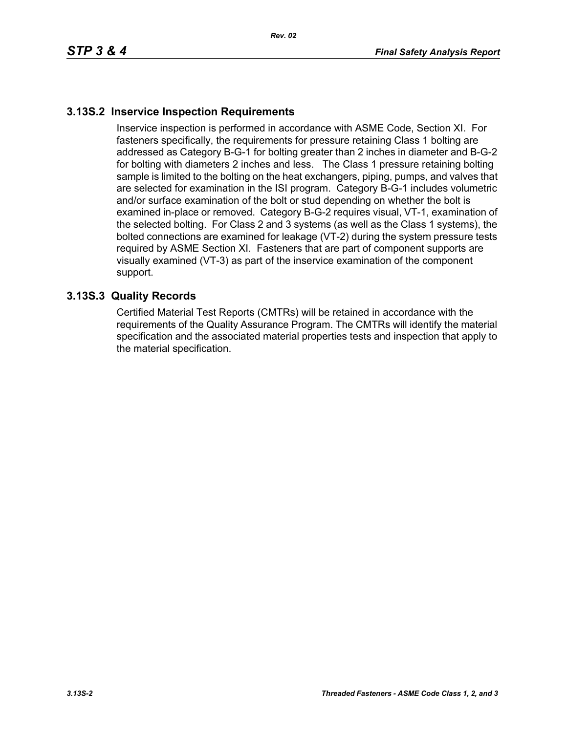## 3.13S.2 Inservice Inspection Requirements

Inservice inspection is performed in accordance with ASME Code, Section XI. For fasteners specifically, the requirements for pressure retaining Class 1 bolting are addressed as Category B-G-1 for bolting greater than 2 inches in diameter and B-G-2 for bolting with diameters 2 inches and less. The Class 1 pressure retaining bolting sample is limited to the bolting on the heat exchangers, piping, pumps, and valves that are selected for examination in the ISI program. Category B-G-1 includes volumetric and/or surface examination of the bolt or stud depending on whether the bolt is examined in-place or removed. Category B-G-2 requires visual, VT-1, examination of the selected bolting. For Class 2 and 3 systems (as well as the Class 1 systems), the bolted connections are examined for leakage (VT-2) during the system pressure tests required by ASME Section XI. Fasteners that are part of component supports are visually examined (VT-3) as part of the inservice examination of the component support.

## 3.13S.3 Quality Records

Certified Material Test Reports (CMTRs) will be retained in accordance with the requirements of the Quality Assurance Program. The CMTRs will identify the material specification and the associated material properties tests and inspection that apply to the material specification.